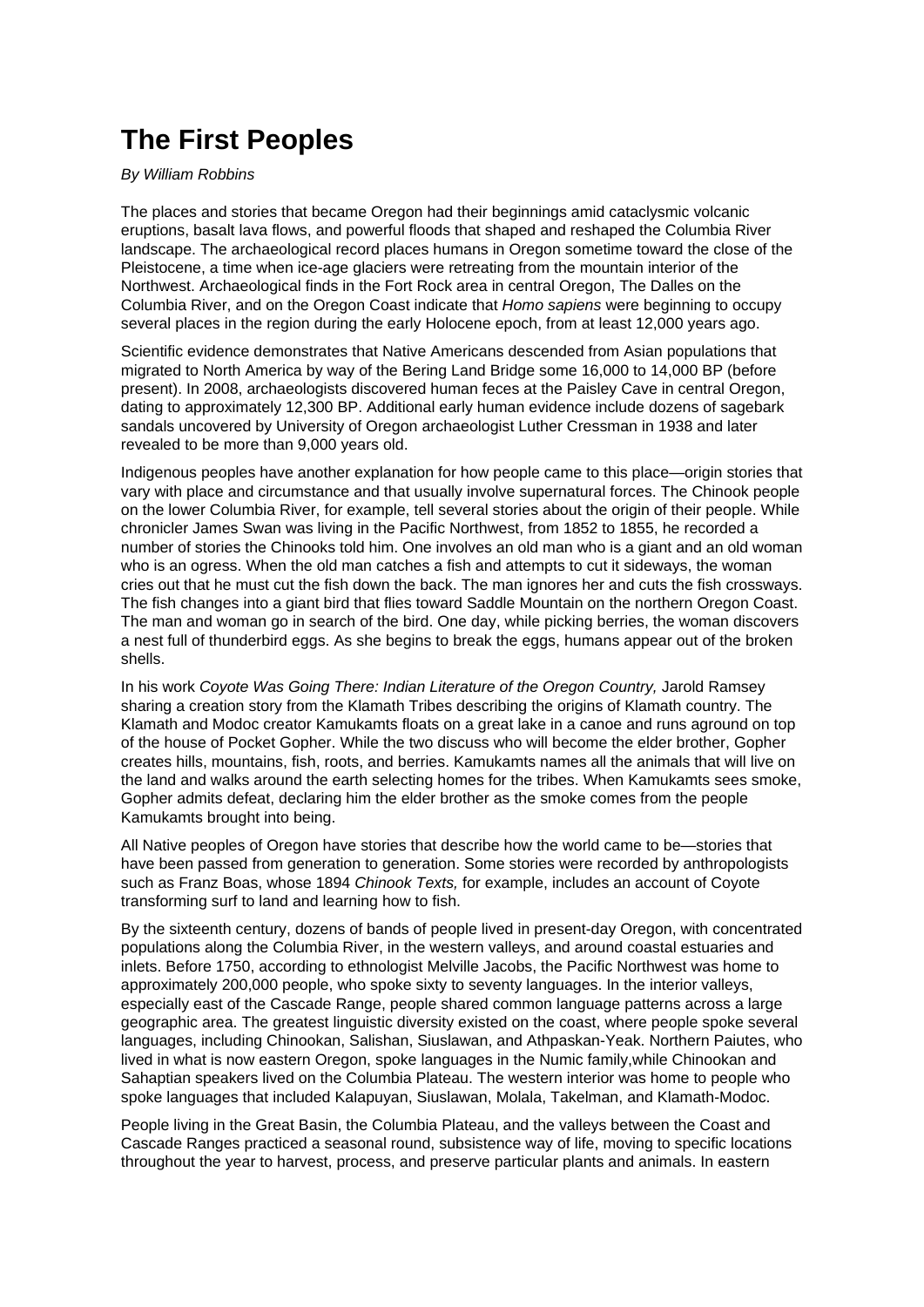# The First Peoples

*By William Robbins*

The places and stories that became Oregon had their beginnings amid cataclysmic volcanic eruptions, basalt lava flows, and powerful floods that shaped and reshaped the Columbia River landscape. The archaeological record places humans in Oregon sometime toward the close of the Pleistocene, a time when ice-age glaciers were retreating from the mountain interior of the Northwest. Archaeological finds in the Fort Rock area in central Oregon, The Dalles on the Columbia River, and on the Oregon Coast indicate that *Homo sapiens* were beginning to occupy several places in the region during the early Holocene epoch, from at least 12,000 years ago.

Scientific evidence demonstrates that Native Americans descended from Asian populations that migrated to North America by way of the Bering Land Bridge some 16,000 to 14,000 BP (before present). In 2008, archaeologists discovered human feces at the Paisley Cave in central Oregon, dating to approximately 12,300 BP. Additional early human evidence include dozens of sagebark sandals uncovered by University of Oregon archaeologist Luther Cressman in 1938 and later revealed to be more than 9,000 years old.

Indigenous peoples have another explanation for how people came to this place—origin stories that vary with place and circumstance and that usually involve supernatural forces. The Chinook people on the lower Columbia River, for example, tell several stories about the origin of their people. While chronicler James Swan was living in the Pacific Northwest, from 1852 to 1855, he recorded a number of stories the Chinooks told him. One involves an old man who is a giant and an old woman who is an ogress. When the old man catches a fish and attempts to cut it sideways, the woman cries out that he must cut the fish down the back. The man ignores her and cuts the fish crossways. The fish changes into a giant bird that flies toward Saddle Mountain on the northern Oregon Coast. The man and woman go in search of the bird. One day, while picking berries, the woman discovers a nest full of thunderbird eggs. As she begins to break the eggs, humans appear out of the broken shells.

In his work *Coyote Was Going There: Indian Literature of the Oregon Country,* Jarold Ramsey sharing a creation story from the Klamath Tribes describing the origins of Klamath country. The Klamath and Modoc creator Kamukamts floats on a great lake in a canoe and runs aground on top of the house of Pocket Gopher. While the two discuss who will become the elder brother, Gopher creates hills, mountains, fish, roots, and berries. Kamukamts names all the animals that will live on the land and walks around the earth selecting homes for the tribes. When Kamukamts sees smoke, Gopher admits defeat, declaring him the elder brother as the smoke comes from the people Kamukamts brought into being.

All Native peoples of Oregon have stories that describe how the world came to be—stories that have been passed from generation to generation. Some stories were recorded by anthropologists such as Franz Boas, whose 1894 *Chinook Texts,* for example, includes an account of Coyote transforming surf to land and learning how to fish.

By the sixteenth century, dozens of bands of people lived in present-day Oregon, with concentrated populations along the Columbia River, in the western valleys, and around coastal estuaries and inlets. Before 1750, according to ethnologist Melville Jacobs, the Pacific Northwest was home to approximately 200,000 people, who spoke sixty to seventy languages. In the interior valleys, especially east of the Cascade Range, people shared common language patterns across a large geographic area. The greatest linguistic diversity existed on the coast, where people spoke several languages, including Chinookan, Salishan, Siuslawan, and Athpaskan-Yeak. Northern Paiutes, who lived in what is now eastern Oregon, spoke languages in the Numic family,while Chinookan and Sahaptian speakers lived on the Columbia Plateau. The western interior was home to people who spoke languages that included Kalapuyan, Siuslawan, Molala, Takelman, and Klamath-Modoc.

People living in the Great Basin, the Columbia Plateau, and the valleys between the Coast and Cascade Ranges practiced a seasonal round, subsistence way of life, moving to specific locations throughout the year to harvest, process, and preserve particular plants and animals. In eastern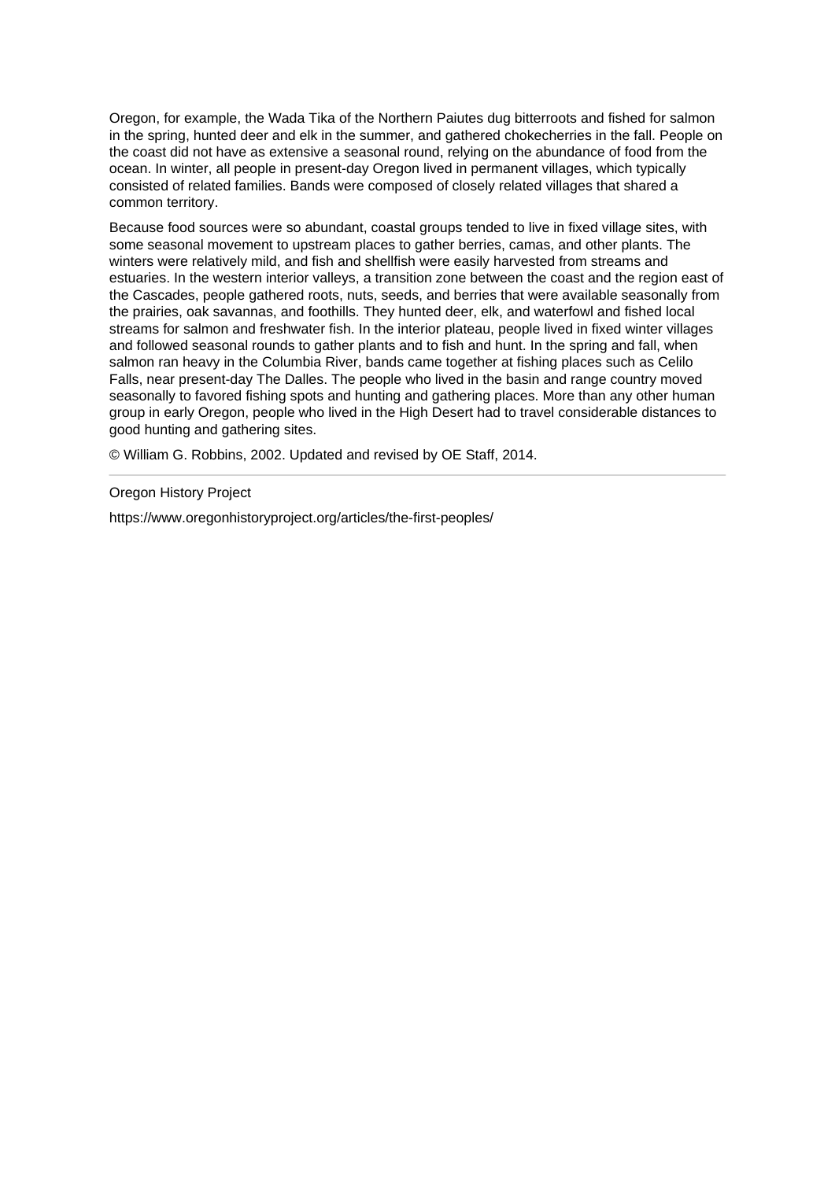Oregon, for example, the Wada Tika of the Northern Paiutes dug bitterroots and fished for salmon in the spring, hunted deer and elk in the summer, and gathered chokecherries in the fall. People on the coast did not have as extensive a seasonal round, relying on the abundance of food from the ocean. In winter, all people in present-day Oregon lived in permanent villages, which typically consisted of related families. Bands were composed of closely related villages that shared a common territory.

Because food sources were so abundant, coastal groups tended to live in fixed village sites, with some seasonal movement to upstream places to gather berries, camas, and other plants. The winters were relatively mild, and fish and shellfish were easily harvested from streams and estuaries. In the western interior valleys, a transition zone between the coast and the region east of the Cascades, people gathered roots, nuts, seeds, and berries that were available seasonally from the prairies, oak savannas, and foothills. They hunted deer, elk, and waterfowl and fished local streams for salmon and freshwater fish. In the interior plateau, people lived in fixed winter villages and followed seasonal rounds to gather plants and to fish and hunt. In the spring and fall, when salmon ran heavy in the Columbia River, bands came together at fishing places such as Celilo Falls, near present-day The Dalles. The people who lived in the basin and range country moved seasonally to favored fishing spots and hunting and gathering places. More than any other human group in early Oregon, people who lived in the High Desert had to travel considerable distances to good hunting and gathering sites.

© William G. Robbins, 2002. Updated and revised by OE Staff, 2014.

---

Oregon History Project

https://www.oregonhistoryproject.org/articles/the-first-peoples/